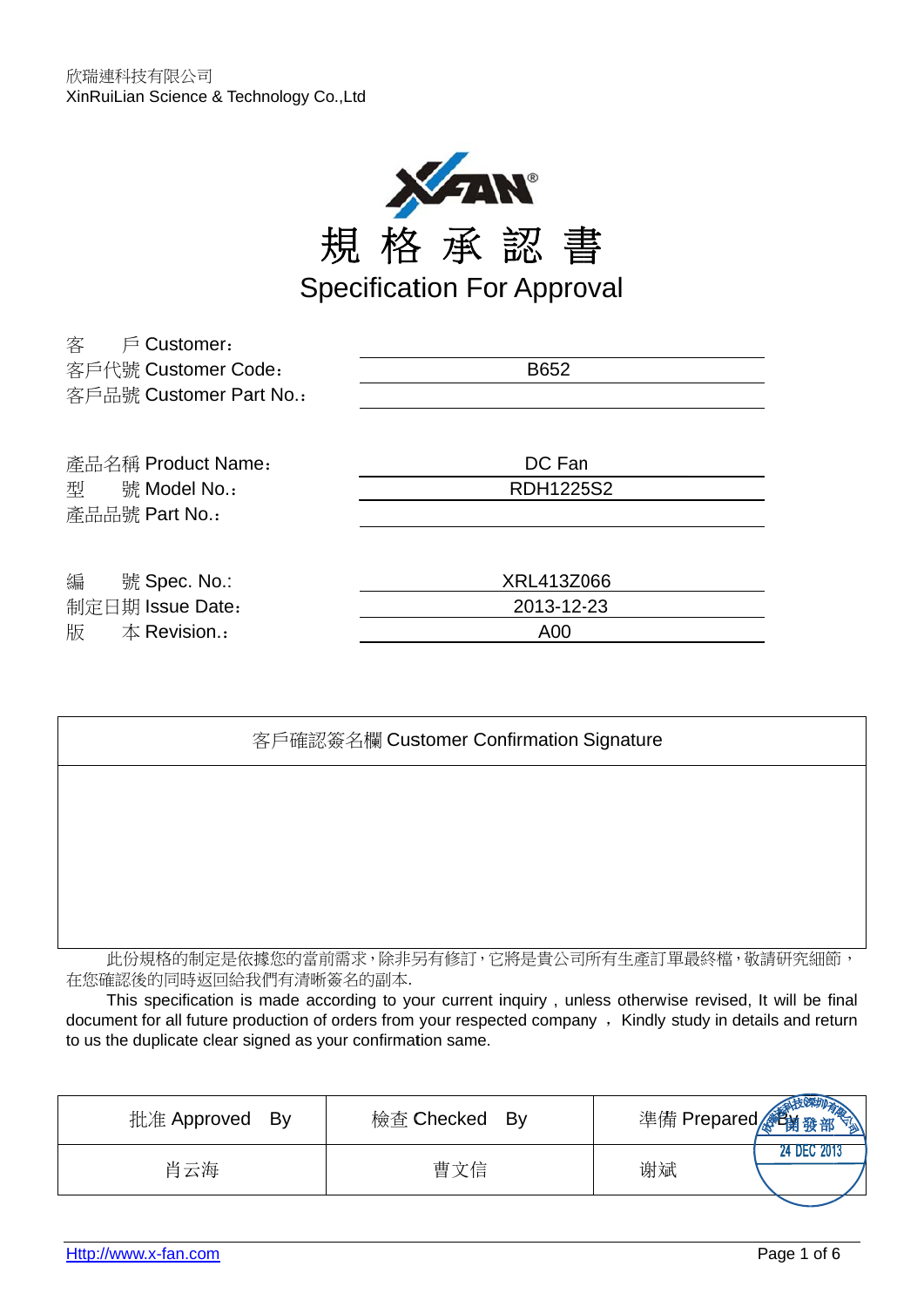欣瑞連科技有限公司
XinRuiLian Science & Technology Co.,Ltd

# 規 格 承 認 書
## Specification For Approval

| | |
|---|---|
| 客　　戶 Customer： | |
| 客戶代號 Customer Code： | B652 |
| 客戶品號 Customer Part No.： | |

| | |
|---|---|
| 產品名稱 Product Name： | DC Fan |
| 型　　號 Model No.： | RDH1225S2 |
| 產品品號 Part No.： | |

| | |
|---|---|
| 編　　號 Spec. No.: | XRL413Z066 |
| 制定日期 Issue Date： | 2013-12-23 |
| 版　　本 Revision.： | A00 |

| 客戶確認簽名欄 Customer Confirmation Signature |
|---|
| |

此份規格的制定是依據您的當前需求，除非另有修訂，它將是貴公司所有生產訂單最終檔，敬請研究細節，在您確認後的同時返回給我們有清晰簽名的副本.

This specification is made according to your current inquiry , unless otherwise revised, It will be final document for all future production of orders from your respected company ， Kindly study in details and return to us the duplicate clear signed as your confirmation same.

| 批准 Approved By | 檢查 Checked By | 準備 Prepared By |
|---|---|---|
| 肖云海 | 曹文信 | 谢斌 |

Http://www.x-fan.com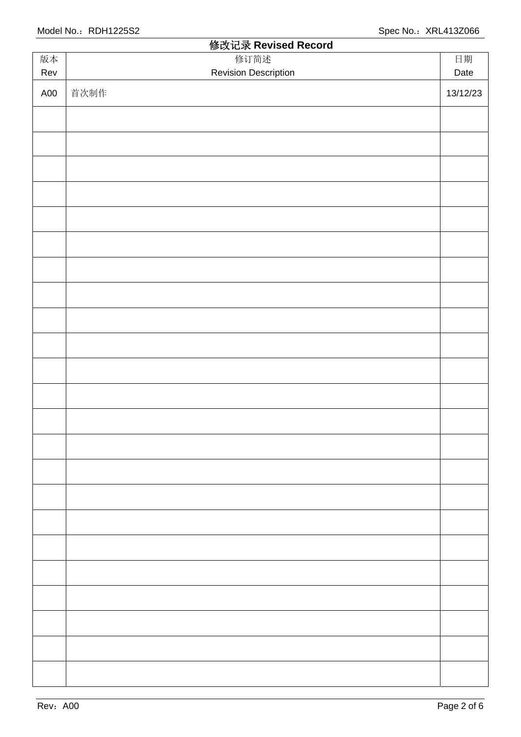# 修改记录 Revised Record

| 版本<br>Rev | 修订简述<br>Revision Description | 日期<br>Date |
|---|---|---|
| A00 | 首次制作 | 13/12/23 |
| | | |
| | | |
| | | |
| | | |
| | | |
| | | |
| | | |
| | | |
| | | |
| | | |
| | | |
| | | |
| | | |
| | | |
| | | |
| | | |
| | | |
| | | |
| | | |
| | | |
| | | |
| | | |
| | | |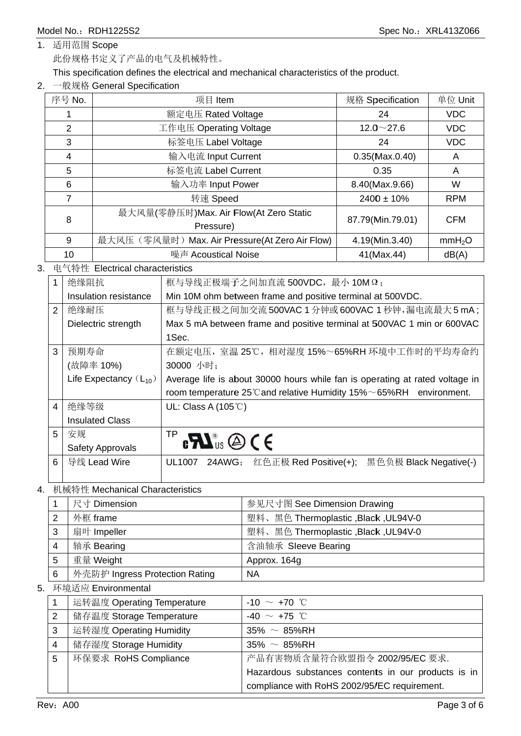1. 适用范围 Scope

   此份规格书定义了产品的电气及机械特性。

   This specification defines the electrical and mechanical characteristics of the product.

2. 一般规格 General Specification

| 序号 No. | 项目 Item | 规格 Specification | 单位 Unit |
|---|---|---|---|
| 1 | 额定电压 Rated Voltage | 24 | VDC |
| 2 | 工作电压 Operating Voltage | 12.0～27.6 | VDC |
| 3 | 标签电压 Label Voltage | 24 | VDC |
| 4 | 输入电流 Input Current | 0.35(Max.0.40) | A |
| 5 | 标签电流 Label Current | 0.35 | A |
| 6 | 输入功率 Input Power | 8.40(Max.9.66) | W |
| 7 | 转速 Speed | 2400 ± 10% | RPM |
| 8 | 最大风量(零静压时)Max. Air Flow(At Zero Static Pressure) | 87.79(Min.79.01) | CFM |
| 9 | 最大风压（零风量时）Max. Air Pressure(At Zero Air Flow) | 4.19(Min.3.40) | $mmH_2O$ |
| 10 | 噪声 Acoustical Noise | 41(Max.44) | dB(A) |

3. 电气特性 Electrical characteristics

| | | |
|---|---|---|
| 1 | 绝缘阻抗 Insulation resistance | 框与导线正极端子之间加直流 500VDC，最小 10MΩ； Min 10M ohm between frame and positive terminal at 500VDC. |
| 2 | 绝缘耐压 Dielectric strength | 框与导线正极之间加交流500VAC 1 分钟或600VAC 1 秒钟，漏电流最大5 mA ; Max 5 mA between frame and positive terminal at 500VAC 1 min or 600VAC 1Sec. |
| 3 | 预期寿命 (故障率 10%) Life Expectancy（$L_{10}$） | 在额定电压，室温 25℃，相对湿度 15%～65%RH 环境中工作时的平均寿命约 30000 小时； Average life is about 30000 hours while fan is operating at rated voltage in room temperature 25℃and relative Humidity 15%～65%RH environment. |
| 4 | 绝缘等级 Insulated Class | UL: Class A (105℃) |
| 5 | 安规 Safety Approvals | TP |
| 6 | 导线 Lead Wire | UL1007 24AWG； 红色正极 Red Positive(+); 黑色负极 Black Negative(-) |

4. 机械特性 Mechanical Characteristics

| | | |
|---|---|---|
| 1 | 尺寸 Dimension | 参见尺寸图 See Dimension Drawing |
| 2 | 外框 frame | 塑料、黑色 Thermoplastic ,Black ,UL94V-0 |
| 3 | 扇叶 Impeller | 塑料、黑色 Thermoplastic ,Black ,UL94V-0 |
| 4 | 轴承 Bearing | 含油轴承 Sleeve Bearing |
| 5 | 重量 Weight | Approx. 164g |
| 6 | 外壳防护 Ingress Protection Rating | NA |

5. 环境适应 Environmental

| | | |
|---|---|---|
| 1 | 运转温度 Operating Temperature | -10 ～ +70 ℃ |
| 2 | 储存温度 Storage Temperature | -40 ～ +75 ℃ |
| 3 | 运转湿度 Operating Humidity | 35% ～ 85%RH |
| 4 | 储存湿度 Storage Humidity | 35% ～ 85%RH |
| 5 | 环保要求 RoHS Compliance | 产品有害物质含量符合欧盟指令 2002/95/EC 要求. Hazardous substances contents in our products is in compliance with RoHS 2002/95/EC requirement. |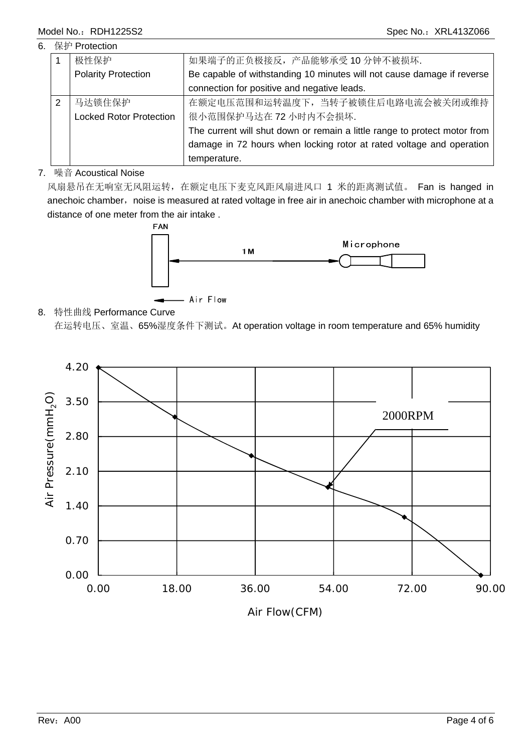6. 保护 Protection

| | | |
|---|---|---|
| 1 | 极性保护<br>Polarity Protection | 如果端子的正负极接反，产品能够承受 10 分钟不被损坏.<br>Be capable of withstanding 10 minutes will not cause damage if reverse connection for positive and negative leads. |
| 2 | 马达锁住保护<br>Locked Rotor Protection | 在额定电压范围和运转温度下，当转子被锁住后电路电流会被关闭或维持很小范围保护马达在 72 小时内不会损坏.<br>The current will shut down or remain a little range to protect motor from damage in 72 hours when locking rotor at rated voltage and operation temperature. |

7. 噪音 Acoustical Noise

风扇悬吊在无响室无风阻运转，在额定电压下麦克风距风扇进风口 1 米的距离测试值。 Fan is hanged in anechoic chamber，noise is measured at rated voltage in free air in anechoic chamber with microphone at a distance of one meter from the air intake .

FAN

1M

Microphone

Air Flow

8. 特性曲线 Performance Curve

在运转电压、室温、65%湿度条件下测试。At operation voltage in room temperature and 65% humidity

Air Pressure($mmH_2O$)

4.20
3.50
2.80
2.10
1.40
0.70
0.00

2000RPM

0.00 18.00 36.00 54.00 72.00 90.00

Air Flow(CFM)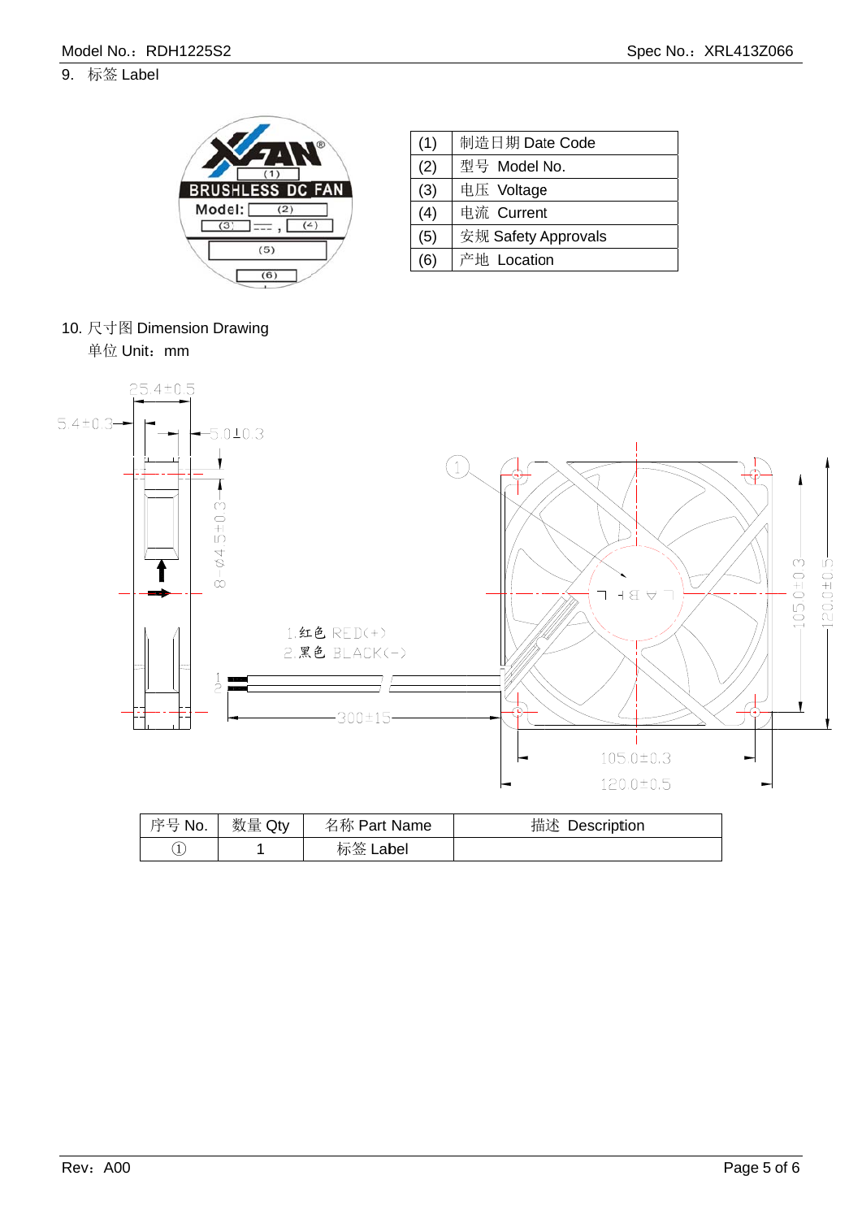9. 标签 Label

| (1) | 制造日期 Date Code |
|---|---|
| (2) | 型号 Model No. |
| (3) | 电压 Voltage |
| (4) | 电流 Current |
| (5) | 安规 Safety Approvals |
| (6) | 产地 Location |

10. 尺寸图 Dimension Drawing

单位 Unit：mm

| 序号 No. | 数量 Qty | 名称 Part Name | 描述 Description |
|---|---|---|---|
| ① | 1 | 标签 Label | |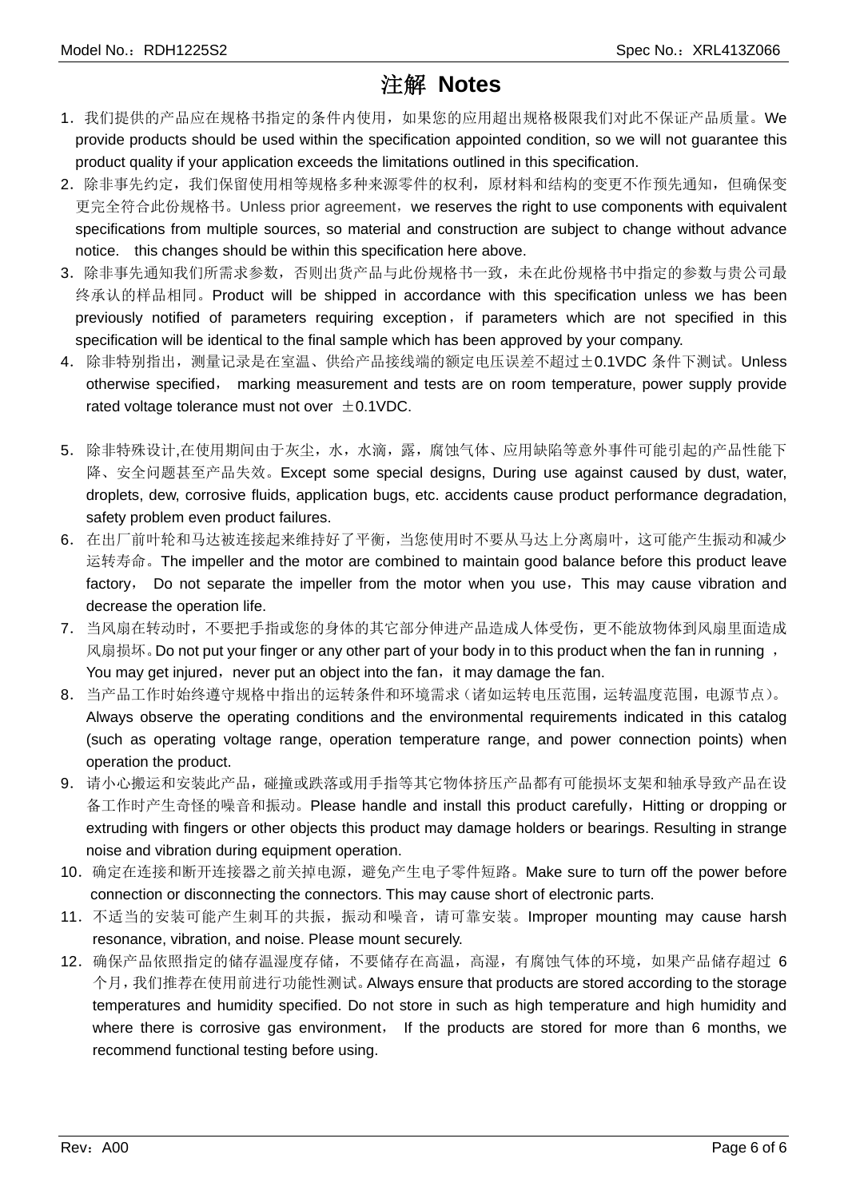# 注解 Notes

1. 我们提供的产品应在规格书指定的条件内使用，如果您的应用超出规格极限我们对此不保证产品质量。We provide products should be used within the specification appointed condition, so we will not guarantee this product quality if your application exceeds the limitations outlined in this specification.
2. 除非事先约定，我们保留使用相等规格多种来源零件的权利，原材料和结构的变更不作预先通知，但确保变更完全符合此份规格书。Unless prior agreement，we reserves the right to use components with equivalent specifications from multiple sources, so material and construction are subject to change without advance notice. this changes should be within this specification here above.
3. 除非事先通知我们所需求参数，否则出货产品与此份规格书一致，未在此份规格书中指定的参数与贵公司最终承认的样品相同。Product will be shipped in accordance with this specification unless we has been previously notified of parameters requiring exception，if parameters which are not specified in this specification will be identical to the final sample which has been approved by your company.
4. 除非特别指出，测量记录是在室温、供给产品接线端的额定电压误差不超过±0.1VDC 条件下测试。Unless otherwise specified， marking measurement and tests are on room temperature, power supply provide rated voltage tolerance must not over ±0.1VDC.
5. 除非特殊设计,在使用期间由于灰尘，水，水滴，露，腐蚀气体、应用缺陷等意外事件可能引起的产品性能下降、安全问题甚至产品失效。Except some special designs, During use against caused by dust, water, droplets, dew, corrosive fluids, application bugs, etc. accidents cause product performance degradation, safety problem even product failures.
6. 在出厂前叶轮和马达被连接起来维持好了平衡，当您使用时不要从马达上分离扇叶，这可能产生振动和减少运转寿命。The impeller and the motor are combined to maintain good balance before this product leave factory， Do not separate the impeller from the motor when you use，This may cause vibration and decrease the operation life.
7. 当风扇在转动时，不要把手指或您的身体的其它部分伸进产品造成人体受伤，更不能放物体到风扇里面造成风扇损坏。Do not put your finger or any other part of your body in to this product when the fan in running ，You may get injured，never put an object into the fan，it may damage the fan.
8. 当产品工作时始终遵守规格中指出的运转条件和环境需求（诸如运转电压范围，运转温度范围，电源节点）。Always observe the operating conditions and the environmental requirements indicated in this catalog (such as operating voltage range, operation temperature range, and power connection points) when operation the product.
9. 请小心搬运和安装此产品，碰撞或跌落或用手指等其它物体挤压产品都有可能损坏支架和轴承导致产品在设备工作时产生奇怪的噪音和振动。Please handle and install this product carefully，Hitting or dropping or extruding with fingers or other objects this product may damage holders or bearings. Resulting in strange noise and vibration during equipment operation.
10. 确定在连接和断开连接器之前关掉电源，避免产生电子零件短路。Make sure to turn off the power before connection or disconnecting the connectors. This may cause short of electronic parts.
11. 不适当的安装可能产生刺耳的共振，振动和噪音，请可靠安装。Improper mounting may cause harsh resonance, vibration, and noise. Please mount securely.
12. 确保产品依照指定的储存温湿度存储，不要储存在高温，高湿，有腐蚀气体的环境，如果产品储存超过 6 个月，我们推荐在使用前进行功能性测试。Always ensure that products are stored according to the storage temperatures and humidity specified. Do not store in such as high temperature and high humidity and where there is corrosive gas environment， If the products are stored for more than 6 months, we recommend functional testing before using.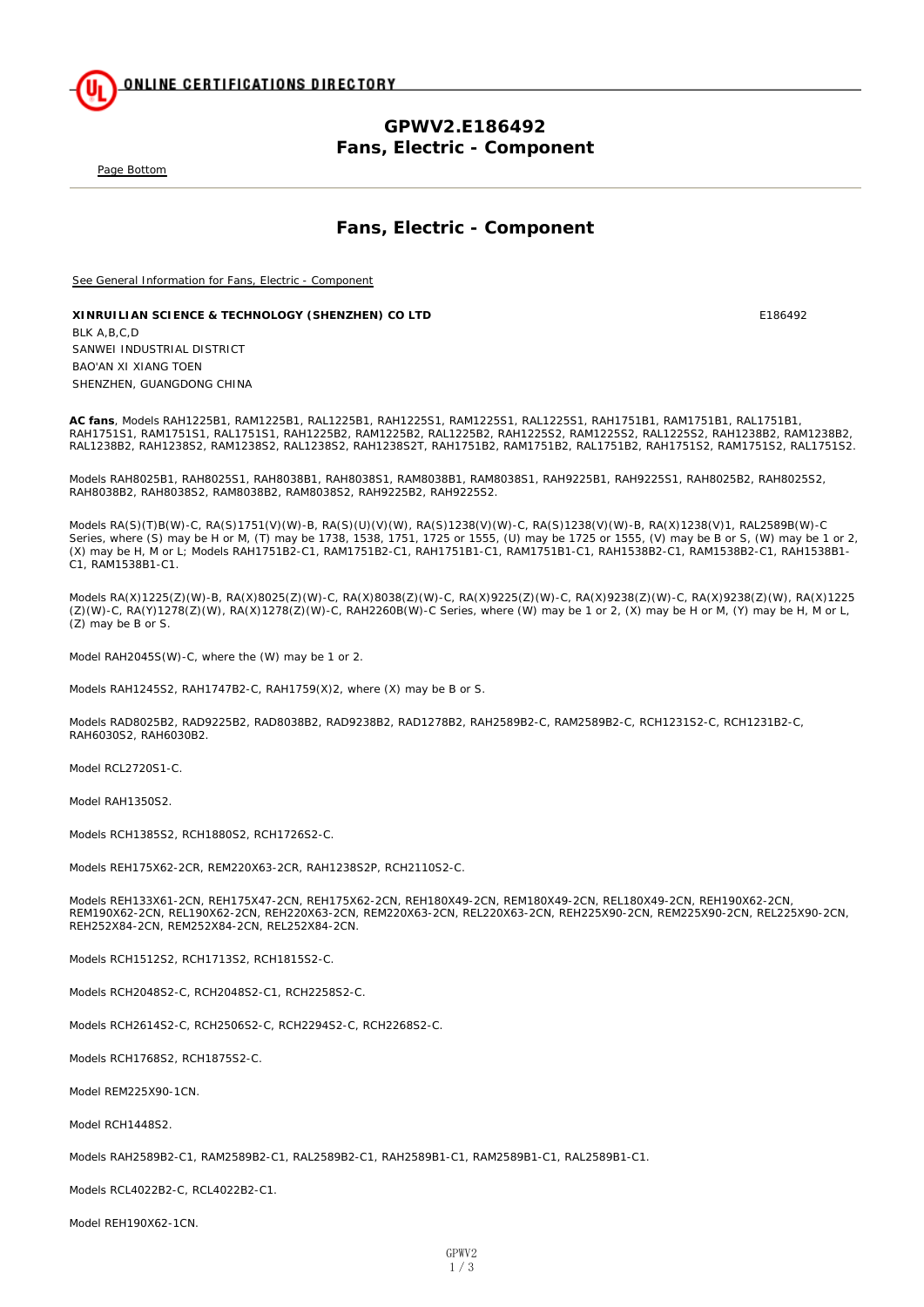# GPWV2.E186492
# Fans, Electric - Component

Page Bottom

## Fans, Electric - Component

See General Information for Fans, Electric - Component

**XINRUILIAN SCIENCE & TECHNOLOGY (SHENZHEN) CO LTD** E186492

BLK A,B,C,D
SANWEI INDUSTRIAL DISTRICT
BAO'AN XI XIANG TOEN
SHENZHEN, GUANGDONG CHINA

**AC fans**, Models RAH1225B1, RAM1225B1, RAL1225B1, RAH1225S1, RAM1225S1, RAL1225S1, RAH1751B1, RAM1751B1, RAL1751B1, RAH1751S1, RAM1751S1, RAL1751S1, RAH1225B2, RAM1225B2, RAL1225B2, RAH1225S2, RAM1225S2, RAL1225S2, RAH1238B2, RAM1238B2, RAL1238B2, RAH1238S2, RAM1238S2, RAL1238S2, RAH1238S2T, RAH1751B2, RAM1751B2, RAL1751B2, RAH1751S2, RAM1751S2, RAL1751S2.

Models RAH8025B1, RAH8025S1, RAH8038B1, RAH8038S1, RAM8038B1, RAM8038S1, RAH9225B1, RAH9225S1, RAH8025B2, RAH8025S2, RAH8038B2, RAH8038S2, RAM8038B2, RAM8038S2, RAH9225B2, RAH9225S2.

Models RA(S)(T)B(W)-C, RA(S)1751(V)(W)-B, RA(S)(U)(V)(W), RA(S)1238(V)(W)-C, RA(S)1238(V)(W)-B, RA(X)1238(V)1, RAL2589B(W)-C Series, where (S) may be H or M, (T) may be 1738, 1538, 1751, 1725 or 1555, (U) may be 1725 or 1555, (V) may be B or S, (W) may be 1 or 2, (X) may be H, M or L; Models RAH1751B2-C1, RAM1751B2-C1, RAH1751B1-C1, RAM1751B1-C1, RAH1538B2-C1, RAM1538B2-C1, RAH1538B1-C1, RAM1538B1-C1.

Models RA(X)1225(Z)(W)-B, RA(X)8025(Z)(W)-C, RA(X)8038(Z)(W)-C, RA(X)9225(Z)(W)-C, RA(X)9238(Z)(W)-C, RA(X)9238(Z)(W), RA(X)1225(Z)(W)-C, RA(Y)1278(Z)(W), RA(X)1278(Z)(W)-C, RAH2260B(W)-C Series, where (W) may be 1 or 2, (X) may be H or M, (Y) may be H, M or L, (Z) may be B or S.

Model RAH2045S(W)-C, where the (W) may be 1 or 2.

Models RAH1245S2, RAH1747B2-C, RAH1759(X)2, where (X) may be B or S.

Models RAD8025B2, RAD9225B2, RAD8038B2, RAD9238B2, RAD1278B2, RAH2589B2-C, RAM2589B2-C, RCH1231S2-C, RCH1231B2-C, RAH6030S2, RAH6030B2.

Model RCL2720S1-C.

Model RAH1350S2.

Models RCH1385S2, RCH1880S2, RCH1726S2-C.

Models REH175X62-2CR, REM220X63-2CR, RAH1238S2P, RCH2110S2-C.

Models REH133X61-2CN, REH175X47-2CN, REH175X62-2CN, REH180X49-2CN, REM180X49-2CN, REL180X49-2CN, REH190X62-2CN, REM190X62-2CN, REL190X62-2CN, REH220X63-2CN, REM220X63-2CN, REL220X63-2CN, REH225X90-2CN, REM225X90-2CN, REL225X90-2CN, REH252X84-2CN, REM252X84-2CN, REL252X84-2CN.

Models RCH1512S2, RCH1713S2, RCH1815S2-C.

Models RCH2048S2-C, RCH2048S2-C1, RCH2258S2-C.

Models RCH2614S2-C, RCH2506S2-C, RCH2294S2-C, RCH2268S2-C.

Models RCH1768S2, RCH1875S2-C.

Model REM225X90-1CN.

Model RCH1448S2.

Models RAH2589B2-C1, RAM2589B2-C1, RAL2589B2-C1, RAH2589B1-C1, RAM2589B1-C1, RAL2589B1-C1.

Models RCL4022B2-C, RCL4022B2-C1.

Model REH190X62-1CN.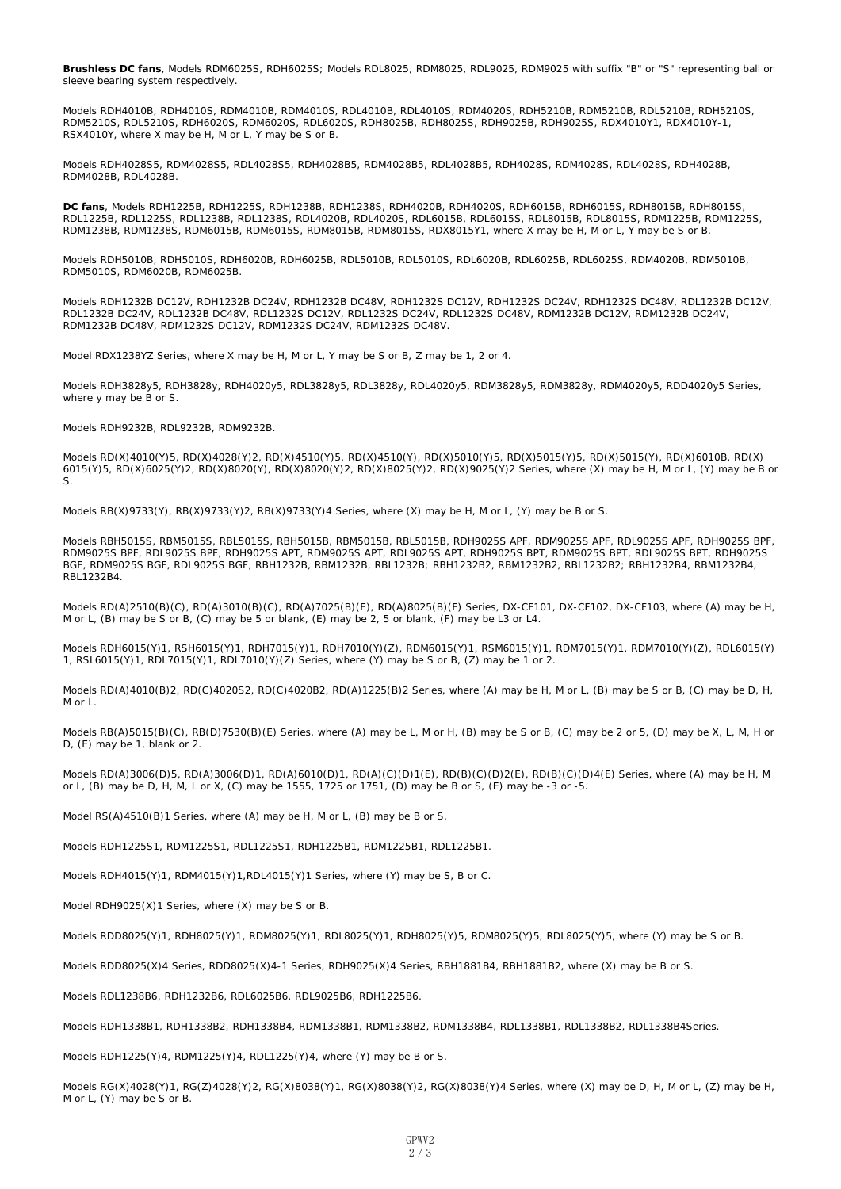**Brushless DC fans**, Models RDM6025S, RDH6025S; Models RDL8025, RDM8025, RDL9025, RDM9025 with suffix "B" or "S" representing ball or sleeve bearing system respectively.

Models RDH4010B, RDH4010S, RDM4010B, RDM4010S, RDL4010B, RDL4010S, RDM4020S, RDH5210B, RDM5210B, RDL5210B, RDH5210S, RDM5210S, RDL5210S, RDH6020S, RDM6020S, RDL6020S, RDH8025B, RDH8025S, RDH9025B, RDH9025S, RDX4010Y1, RDX4010Y-1, RSX4010Y, where X may be H, M or L, Y may be S or B.

Models RDH4028S5, RDM4028S5, RDL4028S5, RDH4028B5, RDM4028B5, RDL4028B5, RDH4028S, RDM4028S, RDL4028S, RDH4028B, RDM4028B, RDL4028B.

**DC fans**, Models RDH1225B, RDH1225S, RDH1238B, RDH1238S, RDH4020B, RDH4020S, RDH6015B, RDH6015S, RDH8015B, RDH8015S, RDL1225B, RDL1225S, RDL1238B, RDL1238S, RDL4020B, RDL4020S, RDL6015B, RDL6015S, RDL8015B, RDL8015S, RDM1225B, RDM1225S, RDM1238B, RDM1238S, RDM6015B, RDM6015S, RDM8015B, RDM8015S, RDX8015Y1, where X may be H, M or L, Y may be S or B.

Models RDH5010B, RDH5010S, RDH6020B, RDH6025B, RDL5010B, RDL5010S, RDL6020B, RDL6025B, RDL6025S, RDM4020B, RDM5010B, RDM5010S, RDM6020B, RDM6025B.

Models RDH1232B DC12V, RDH1232B DC24V, RDH1232B DC48V, RDH1232S DC12V, RDH1232S DC24V, RDH1232S DC48V, RDL1232B DC12V, RDL1232B DC24V, RDL1232B DC48V, RDL1232S DC12V, RDL1232S DC24V, RDL1232S DC48V, RDM1232B DC12V, RDM1232B DC24V, RDM1232B DC48V, RDM1232S DC12V, RDM1232S DC24V, RDM1232S DC48V.

Model RDX1238YZ Series, where X may be H, M or L, Y may be S or B, Z may be 1, 2 or 4.

Models RDH3828y5, RDH3828y, RDH4020y5, RDL3828y5, RDL3828y, RDL4020y5, RDM3828y5, RDM3828y, RDM4020y5, RDD4020y5 Series, where y may be B or S.

Models RDH9232B, RDL9232B, RDM9232B.

Models RD(X)4010(Y)5, RD(X)4028(Y)2, RD(X)4510(Y)5, RD(X)4510(Y), RD(X)5010(Y)5, RD(X)5015(Y)5, RD(X)5015(Y), RD(X)6010B, RD(X) 6015(Y)5, RD(X)6025(Y)2, RD(X)8020(Y), RD(X)8020(Y)2, RD(X)8025(Y)2, RD(X)9025(Y)2 Series, where (X) may be H, M or L, (Y) may be B or S.

Models RB(X)9733(Y), RB(X)9733(Y)2, RB(X)9733(Y)4 Series, where (X) may be H, M or L, (Y) may be B or S.

Models RBH5015S, RBM5015S, RBL5015S, RBH5015B, RBM5015B, RBL5015B, RDH9025S APF, RDM9025S APF, RDL9025S APF, RDH9025S BPF, RDM9025S BPF, RDL9025S BPF, RDH9025S APT, RDM9025S APT, RDL9025S APT, RDH9025S BPT, RDM9025S BPT, RDL9025S BPT, RDH9025S BGF, RDM9025S BGF, RDL9025S BGF, RBH1232B, RBM1232B, RBL1232B; RBH1232B2, RBM1232B2, RBL1232B2; RBH1232B4, RBM1232B4, RBL1232B4.

Models RD(A)2510(B)(C), RD(A)3010(B)(C), RD(A)7025(B)(E), RD(A)8025(B)(F) Series, DX-CF101, DX-CF102, DX-CF103, where (A) may be H, M or L, (B) may be S or B, (C) may be 5 or blank, (E) may be 2, 5 or blank, (F) may be L3 or L4.

Models RDH6015(Y)1, RSH6015(Y)1, RDH7015(Y)1, RDH7010(Y)(Z), RDM6015(Y)1, RSM6015(Y)1, RDM7015(Y)1, RDM7010(Y)(Z), RDL6015(Y) 1, RSL6015(Y)1, RDL7015(Y)1, RDL7010(Y)(Z) Series, where (Y) may be S or B, (Z) may be 1 or 2.

Models RD(A)4010(B)2, RD(C)4020S2, RD(C)4020B2, RD(A)1225(B)2 Series, where (A) may be H, M or L, (B) may be S or B, (C) may be D, H, M or L.

Models RB(A)5015(B)(C), RB(D)7530(B)(E) Series, where (A) may be L, M or H, (B) may be S or B, (C) may be 2 or 5, (D) may be X, L, M, H or D, (E) may be 1, blank or 2.

Models RD(A)3006(D)5, RD(A)3006(D)1, RD(A)6010(D)1, RD(A)(C)(D)1(E), RD(B)(C)(D)2(E), RD(B)(C)(D)4(E) Series, where (A) may be H, M or L, (B) may be D, H, M, L or X, (C) may be 1555, 1725 or 1751, (D) may be B or S, (E) may be -3 or -5.

Model RS(A)4510(B)1 Series, where (A) may be H, M or L, (B) may be B or S.

Models RDH1225S1, RDM1225S1, RDL1225S1, RDH1225B1, RDM1225B1, RDL1225B1.

Models RDH4015(Y)1, RDM4015(Y)1,RDL4015(Y)1 Series, where (Y) may be S, B or C.

Model RDH9025(X)1 Series, where (X) may be S or B.

Models RDD8025(Y)1, RDH8025(Y)1, RDM8025(Y)1, RDL8025(Y)1, RDH8025(Y)5, RDM8025(Y)5, RDL8025(Y)5, where (Y) may be S or B.

Models RDD8025(X)4 Series, RDD8025(X)4-1 Series, RDH9025(X)4 Series, RBH1881B4, RBH1881B2, where (X) may be B or S.

Models RDL1238B6, RDH1232B6, RDL6025B6, RDL9025B6, RDH1225B6.

Models RDH1338B1, RDH1338B2, RDH1338B4, RDM1338B1, RDM1338B2, RDM1338B4, RDL1338B1, RDL1338B2, RDL1338B4Series.

Models RDH1225(Y)4, RDM1225(Y)4, RDL1225(Y)4, where (Y) may be B or S.

Models RG(X)4028(Y)1, RG(Z)4028(Y)2, RG(X)8038(Y)1, RG(X)8038(Y)2, RG(X)8038(Y)4 Series, where (X) may be D, H, M or L, (Z) may be H, M or L, (Y) may be S or B.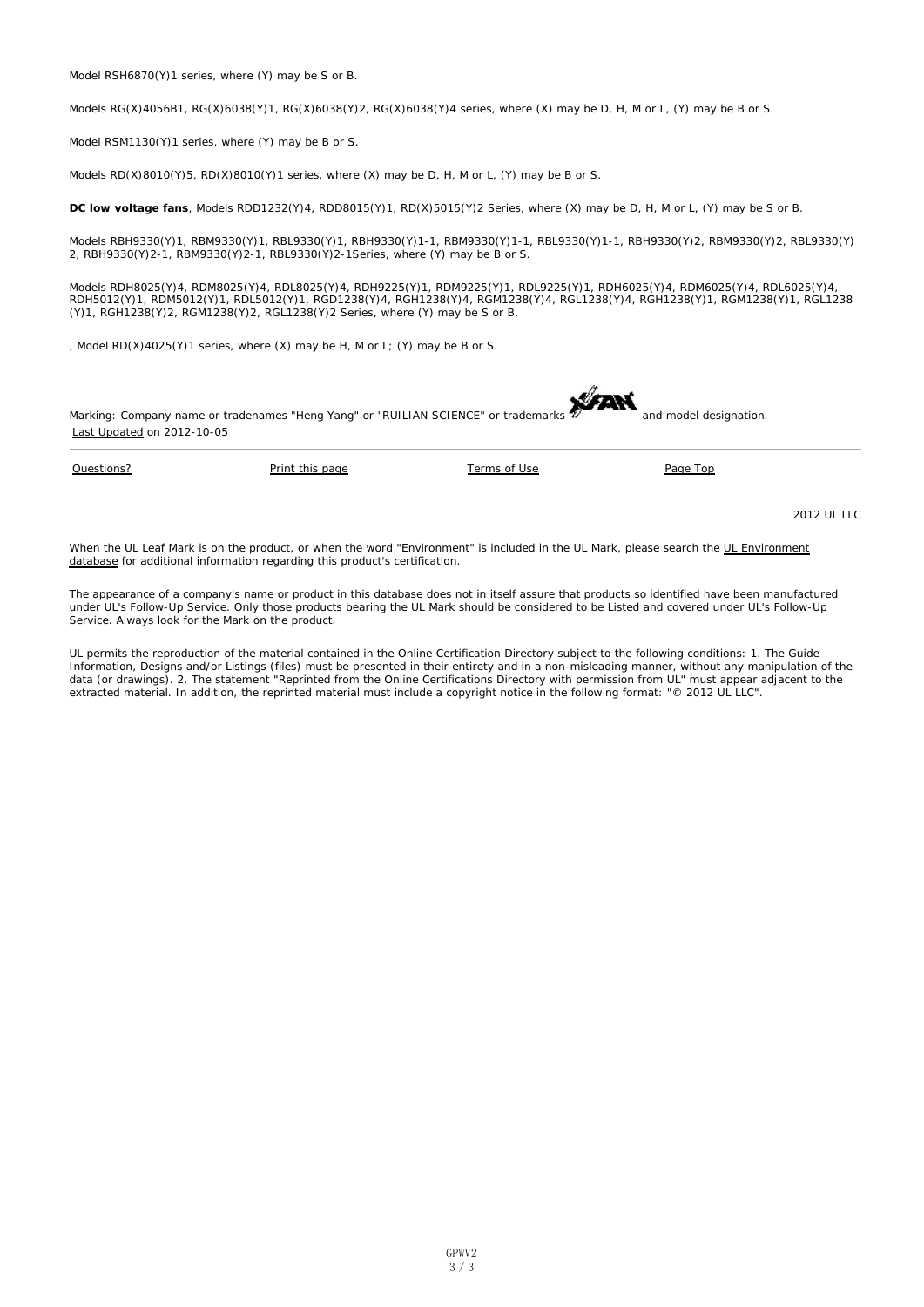Model RSH6870(Y)1 series, where (Y) may be S or B.

Models RG(X)4056B1, RG(X)6038(Y)1, RG(X)6038(Y)2, RG(X)6038(Y)4 series, where (X) may be D, H, M or L, (Y) may be B or S.

Model RSM1130(Y)1 series, where (Y) may be B or S.

Models RD(X)8010(Y)5, RD(X)8010(Y)1 series, where (X) may be D, H, M or L, (Y) may be B or S.

**DC low voltage fans**, Models RDD1232(Y)4, RDD8015(Y)1, RD(X)5015(Y)2 Series, where (X) may be D, H, M or L, (Y) may be S or B.

Models RBH9330(Y)1, RBM9330(Y)1, RBL9330(Y)1, RBH9330(Y)1-1, RBM9330(Y)1-1, RBL9330(Y)1-1, RBH9330(Y)2, RBM9330(Y)2, RBL9330(Y)2, RBH9330(Y)2-1, RBM9330(Y)2-1, RBL9330(Y)2-1Series, where (Y) may be B or S.

Models RDH8025(Y)4, RDM8025(Y)4, RDL8025(Y)4, RDH9225(Y)1, RDM9225(Y)1, RDL9225(Y)1, RDH6025(Y)4, RDM6025(Y)4, RDL6025(Y)4, RDH5012(Y)1, RDM5012(Y)1, RDL5012(Y)1, RGD1238(Y)4, RGH1238(Y)4, RGM1238(Y)4, RGL1238(Y)4, RGH1238(Y)1, RGM1238(Y)1, RGL1238(Y)1, RGH1238(Y)2, RGM1238(Y)2, RGL1238(Y)2 Series, where (Y) may be S or B.

, Model RD(X)4025(Y)1 series, where (X) may be H, M or L; (Y) may be B or S.

Marking: Company name or tradenames "Heng Yang" or "RUILIAN SCIENCE" or trademarks and model designation.

Last Updated on 2012-10-05

Questions? Print this page Terms of Use Page Top

2012 UL LLC

When the UL Leaf Mark is on the product, or when the word "Environment" is included in the UL Mark, please search the UL Environment database for additional information regarding this product's certification.

The appearance of a company's name or product in this database does not in itself assure that products so identified have been manufactured under UL's Follow-Up Service. Only those products bearing the UL Mark should be considered to be Listed and covered under UL's Follow-Up Service. Always look for the Mark on the product.

UL permits the reproduction of the material contained in the Online Certification Directory subject to the following conditions: 1. The Guide Information, Designs and/or Listings (files) must be presented in their entirety and in a non-misleading manner, without any manipulation of the data (or drawings). 2. The statement "Reprinted from the Online Certifications Directory with permission from UL" must appear adjacent to the extracted material. In addition, the reprinted material must include a copyright notice in the following format: "© 2012 UL LLC".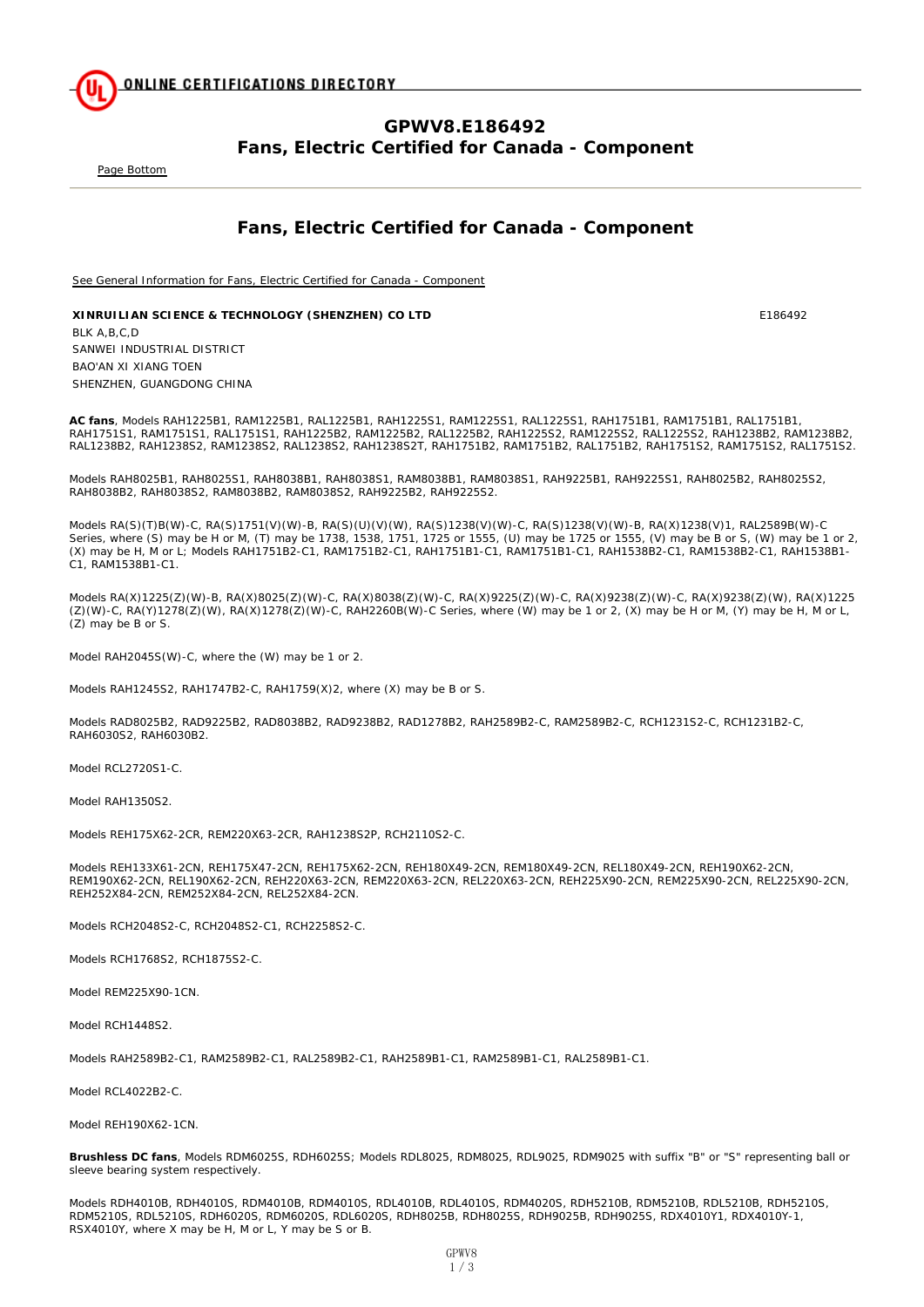ONLINE CERTIFICATIONS DIRECTORY

# GPWV8.E186492
# Fans, Electric Certified for Canada - Component

Page Bottom

## Fans, Electric Certified for Canada - Component

See General Information for Fans, Electric Certified for Canada - Component

**XINRUILIAN SCIENCE & TECHNOLOGY (SHENZHEN) CO LTD** E186492

BLK A,B,C,D
SANWEI INDUSTRIAL DISTRICT
BAO'AN XI XIANG TOEN
SHENZHEN, GUANGDONG CHINA

**AC fans**, Models RAH1225B1, RAM1225B1, RAL1225B1, RAH1225S1, RAM1225S1, RAL1225S1, RAH1751B1, RAM1751B1, RAL1751B1, RAH1751S1, RAM1751S1, RAL1751S1, RAH1225B2, RAM1225B2, RAL1225B2, RAH1225S2, RAM1225S2, RAL1225S2, RAH1238B2, RAM1238B2, RAL1238B2, RAH1238S2, RAM1238S2, RAL1238S2, RAH1238S2T, RAH1751B2, RAM1751B2, RAL1751B2, RAH1751S2, RAM1751S2, RAL1751S2.

Models RAH8025B1, RAH8025S1, RAH8038B1, RAH8038S1, RAM8038B1, RAM8038S1, RAH9225B1, RAH9225S1, RAH8025B2, RAH8025S2, RAH8038B2, RAH8038S2, RAM8038B2, RAM8038S2, RAH9225B2, RAH9225S2.

Models RA(S)(T)B(W)-C, RA(S)1751(V)(W)-B, RA(S)(U)(V)(W), RA(S)1238(V)(W)-C, RA(S)1238(V)(W)-B, RA(X)1238(V)1, RAL2589B(W)-C Series, where (S) may be H or M, (T) may be 1738, 1538, 1751, 1725 or 1555, (U) may be 1725 or 1555, (V) may be B or S, (W) may be 1 or 2, (X) may be H, M or L; Models RAH1751B2-C1, RAM1751B2-C1, RAH1751B1-C1, RAM1751B1-C1, RAH1538B2-C1, RAM1538B2-C1, RAH1538B1-C1, RAM1538B1-C1.

Models RA(X)1225(Z)(W)-B, RA(X)8025(Z)(W)-C, RA(X)8038(Z)(W)-C, RA(X)9225(Z)(W)-C, RA(X)9238(Z)(W)-C, RA(X)9238(Z)(W), RA(X)1225(Z)(W)-C, RA(Y)1278(Z)(W), RA(X)1278(Z)(W)-C, RAH2260B(W)-C Series, where (W) may be 1 or 2, (X) may be H or M, (Y) may be H, M or L, (Z) may be B or S.

Model RAH2045S(W)-C, where the (W) may be 1 or 2.

Models RAH1245S2, RAH1747B2-C, RAH1759(X)2, where (X) may be B or S.

Models RAD8025B2, RAD9225B2, RAD8038B2, RAD9238B2, RAD1278B2, RAH2589B2-C, RAM2589B2-C, RCH1231S2-C, RCH1231B2-C, RAH6030S2, RAH6030B2.

Model RCL2720S1-C.

Model RAH1350S2.

Models REH175X62-2CR, REM220X63-2CR, RAH1238S2P, RCH2110S2-C.

Models REH133X61-2CN, REH175X47-2CN, REH175X62-2CN, REH180X49-2CN, REM180X49-2CN, REL180X49-2CN, REH190X62-2CN, REM190X62-2CN, REL190X62-2CN, REH220X63-2CN, REM220X63-2CN, REL220X63-2CN, REH225X90-2CN, REM225X90-2CN, REL225X90-2CN, REH252X84-2CN, REM252X84-2CN, REL252X84-2CN.

Models RCH2048S2-C, RCH2048S2-C1, RCH2258S2-C.

Models RCH1768S2, RCH1875S2-C.

Model REM225X90-1CN.

Model RCH1448S2.

Models RAH2589B2-C1, RAM2589B2-C1, RAL2589B2-C1, RAH2589B1-C1, RAM2589B1-C1, RAL2589B1-C1.

Model RCL4022B2-C.

Model REH190X62-1CN.

**Brushless DC fans**, Models RDM6025S, RDH6025S; Models RDL8025, RDM8025, RDL9025, RDM9025 with suffix "B" or "S" representing ball or sleeve bearing system respectively.

Models RDH4010B, RDH4010S, RDM4010B, RDM4010S, RDL4010B, RDL4010S, RDM4020S, RDH5210B, RDM5210B, RDL5210B, RDH5210S, RDM5210S, RDL5210S, RDH6020S, RDM6020S, RDL6020S, RDH8025B, RDH8025S, RDH9025B, RDH9025S, RDX4010Y1, RDX4010Y-1, RSX4010Y, where X may be H, M or L, Y may be S or B.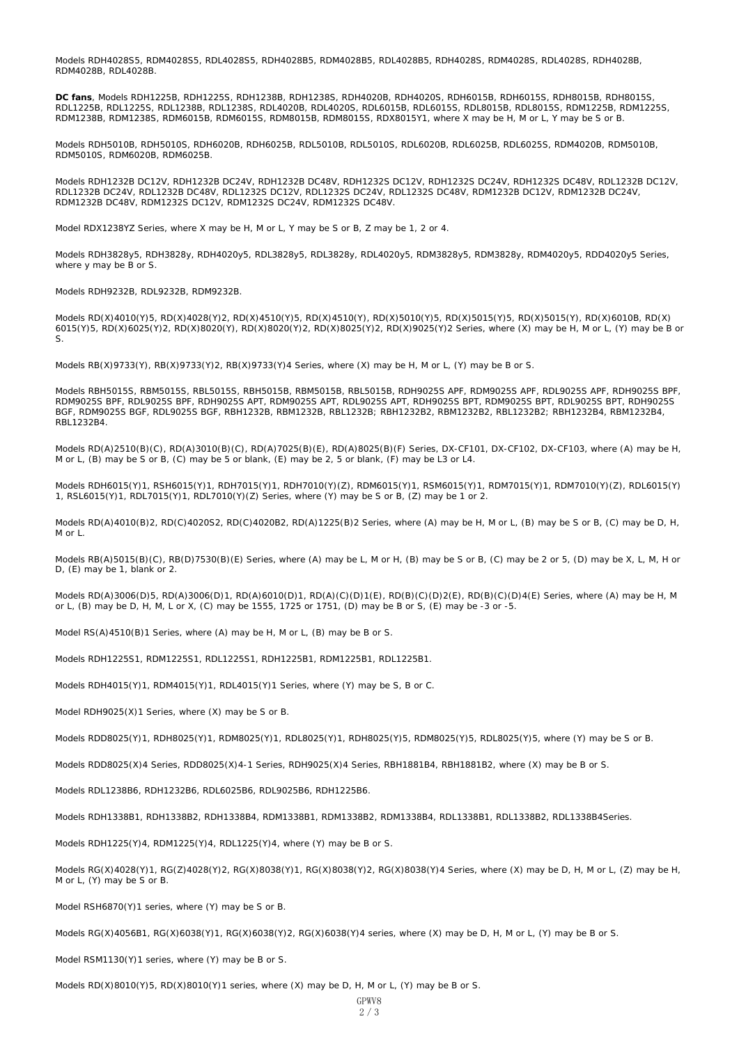Models RDH4028S5, RDM4028S5, RDL4028S5, RDH4028B5, RDM4028B5, RDL4028B5, RDH4028S, RDM4028S, RDL4028S, RDH4028B, RDM4028B, RDL4028B.

**DC fans**, Models RDH1225B, RDH1225S, RDH1238B, RDH1238S, RDH4020B, RDH4020S, RDH6015B, RDH6015S, RDH8015B, RDH8015S, RDL1225B, RDL1225S, RDL1238B, RDL1238S, RDL4020B, RDL4020S, RDL6015B, RDL6015S, RDL8015B, RDL8015S, RDM1225B, RDM1225S, RDM1238B, RDM1238S, RDM6015B, RDM6015S, RDM8015B, RDM8015S, RDX8015Y1, where X may be H, M or L, Y may be S or B.

Models RDH5010B, RDH5010S, RDH6020B, RDH6025B, RDL5010B, RDL5010S, RDL6020B, RDL6025B, RDL6025S, RDM4020B, RDM5010B, RDM5010S, RDM6020B, RDM6025B.

Models RDH1232B DC12V, RDH1232B DC24V, RDH1232B DC48V, RDH1232S DC12V, RDH1232S DC24V, RDH1232S DC48V, RDL1232B DC12V, RDL1232B DC24V, RDL1232B DC48V, RDL1232S DC12V, RDL1232S DC24V, RDL1232S DC48V, RDM1232B DC12V, RDM1232B DC24V, RDM1232B DC48V, RDM1232S DC12V, RDM1232S DC24V, RDM1232S DC48V.

Model RDX1238YZ Series, where X may be H, M or L, Y may be S or B, Z may be 1, 2 or 4.

Models RDH3828y5, RDH3828y, RDH4020y5, RDL3828y5, RDL3828y, RDL4020y5, RDM3828y5, RDM3828y, RDM4020y5, RDD4020y5 Series, where y may be B or S.

Models RDH9232B, RDL9232B, RDM9232B.

Models RD(X)4010(Y)5, RD(X)4028(Y)2, RD(X)4510(Y)5, RD(X)4510(Y), RD(X)5010(Y)5, RD(X)5015(Y)5, RD(X)5015(Y), RD(X)6010B, RD(X) 6015(Y)5, RD(X)6025(Y)2, RD(X)8020(Y), RD(X)8020(Y)2, RD(X)8025(Y)2, RD(X)9025(Y)2 Series, where (X) may be H, M or L, (Y) may be B or S.

Models RB(X)9733(Y), RB(X)9733(Y)2, RB(X)9733(Y)4 Series, where (X) may be H, M or L, (Y) may be B or S.

Models RBH5015S, RBM5015S, RBL5015S, RBH5015B, RBM5015B, RBL5015B, RDH9025S APF, RDM9025S APF, RDL9025S APF, RDH9025S BPF, RDM9025S BPF, RDL9025S BPF, RDH9025S APT, RDM9025S APT, RDL9025S APT, RDH9025S BPT, RDM9025S BPT, RDL9025S BPT, RDH9025S BGF, RDM9025S BGF, RDL9025S BGF, RBH1232B, RBM1232B, RBL1232B; RBH1232B2, RBM1232B2, RBL1232B2; RBH1232B4, RBM1232B4, RBL1232B4.

Models RD(A)2510(B)(C), RD(A)3010(B)(C), RD(A)7025(B)(E), RD(A)8025(B)(F) Series, DX-CF101, DX-CF102, DX-CF103, where (A) may be H, M or L, (B) may be S or B, (C) may be 5 or blank, (E) may be 2, 5 or blank, (F) may be L3 or L4.

Models RDH6015(Y)1, RSH6015(Y)1, RDH7015(Y)1, RDH7010(Y)(Z), RDM6015(Y)1, RSM6015(Y)1, RDM7015(Y)1, RDM7010(Y)(Z), RDL6015(Y) 1, RSL6015(Y)1, RDL7015(Y)1, RDL7010(Y)(Z) Series, where (Y) may be S or B, (Z) may be 1 or 2.

Models RD(A)4010(B)2, RD(C)4020S2, RD(C)4020B2, RD(A)1225(B)2 Series, where (A) may be H, M or L, (B) may be S or B, (C) may be D, H, M or L.

Models RB(A)5015(B)(C), RB(D)7530(B)(E) Series, where (A) may be L, M or H, (B) may be S or B, (C) may be 2 or 5, (D) may be X, L, M, H or D, (E) may be 1, blank or 2.

Models RD(A)3006(D)5, RD(A)3006(D)1, RD(A)6010(D)1, RD(A)(C)(D)1(E), RD(B)(C)(D)2(E), RD(B)(C)(D)4(E) Series, where (A) may be H, M or L, (B) may be D, H, M, L or X, (C) may be 1555, 1725 or 1751, (D) may be B or S, (E) may be -3 or -5.

Model RS(A)4510(B)1 Series, where (A) may be H, M or L, (B) may be B or S.

Models RDH1225S1, RDM1225S1, RDL1225S1, RDH1225B1, RDM1225B1, RDL1225B1.

Models RDH4015(Y)1, RDM4015(Y)1, RDL4015(Y)1 Series, where (Y) may be S, B or C.

Model RDH9025(X)1 Series, where (X) may be S or B.

Models RDD8025(Y)1, RDH8025(Y)1, RDM8025(Y)1, RDL8025(Y)1, RDH8025(Y)5, RDM8025(Y)5, RDL8025(Y)5, where (Y) may be S or B.

Models RDD8025(X)4 Series, RDD8025(X)4-1 Series, RDH9025(X)4 Series, RBH1881B4, RBH1881B2, where (X) may be B or S.

Models RDL1238B6, RDH1232B6, RDL6025B6, RDL9025B6, RDH1225B6.

Models RDH1338B1, RDH1338B2, RDH1338B4, RDM1338B1, RDM1338B2, RDM1338B4, RDL1338B1, RDL1338B2, RDL1338B4Series.

Models RDH1225(Y)4, RDM1225(Y)4, RDL1225(Y)4, where (Y) may be B or S.

Models RG(X)4028(Y)1, RG(Z)4028(Y)2, RG(X)8038(Y)1, RG(X)8038(Y)2, RG(X)8038(Y)4 Series, where (X) may be D, H, M or L, (Z) may be H, M or L, (Y) may be S or B.

Model RSH6870(Y)1 series, where (Y) may be S or B.

Models RG(X)4056B1, RG(X)6038(Y)1, RG(X)6038(Y)2, RG(X)6038(Y)4 series, where (X) may be D, H, M or L, (Y) may be B or S.

Model RSM1130(Y)1 series, where (Y) may be B or S.

Models RD(X)8010(Y)5, RD(X)8010(Y)1 series, where (X) may be D, H, M or L, (Y) may be B or S.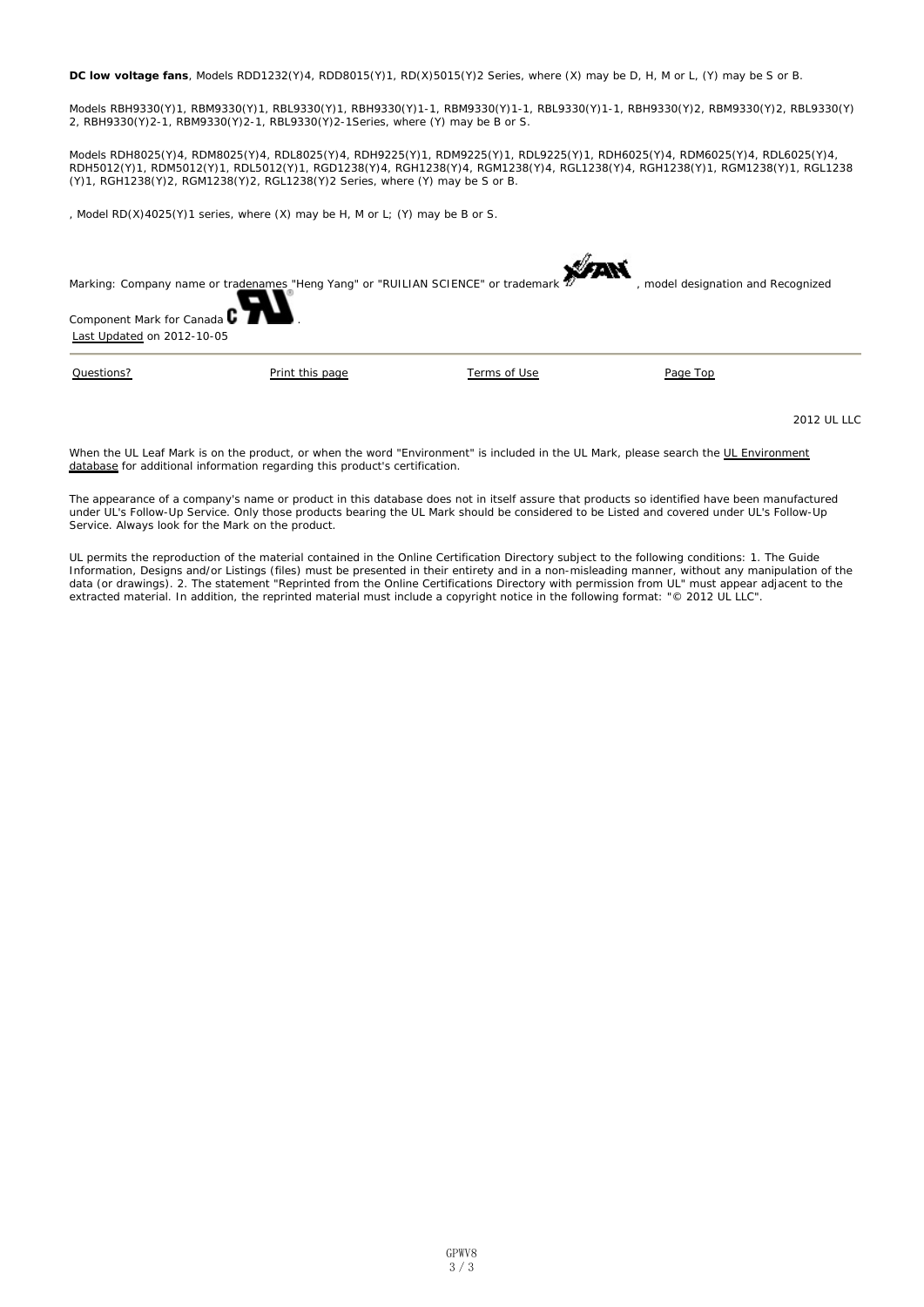**DC low voltage fans**, Models RDD1232(Y)4, RDD8015(Y)1, RD(X)5015(Y)2 Series, where (X) may be D, H, M or L, (Y) may be S or B.

Models RBH9330(Y)1, RBM9330(Y)1, RBL9330(Y)1, RBH9330(Y)1-1, RBM9330(Y)1-1, RBL9330(Y)1-1, RBH9330(Y)2, RBM9330(Y)2, RBL9330(Y)2, RBH9330(Y)2-1, RBM9330(Y)2-1, RBL9330(Y)2-1Series, where (Y) may be B or S.

Models RDH8025(Y)4, RDM8025(Y)4, RDL8025(Y)4, RDH9225(Y)1, RDM9225(Y)1, RDL9225(Y)1, RDH6025(Y)4, RDM6025(Y)4, RDL6025(Y)4, RDH5012(Y)1, RDM5012(Y)1, RDL5012(Y)1, RGD1238(Y)4, RGH1238(Y)4, RGM1238(Y)4, RGL1238(Y)4, RGH1238(Y)1, RGM1238(Y)1, RGL1238(Y)1, RGH1238(Y)2, RGM1238(Y)2, RGL1238(Y)2 Series, where (Y) may be S or B.

, Model RD(X)4025(Y)1 series, where (X) may be H, M or L; (Y) may be B or S.

Marking: Company name or tradenames "Heng Yang" or "RUILIAN SCIENCE" or trademark , model designation and Recognized Component Mark for Canada .

Last Updated on 2012-10-05

Questions? Print this page Terms of Use Page Top

2012 UL LLC

When the UL Leaf Mark is on the product, or when the word "Environment" is included in the UL Mark, please search the UL Environment database for additional information regarding this product's certification.

The appearance of a company's name or product in this database does not in itself assure that products so identified have been manufactured under UL's Follow-Up Service. Only those products bearing the UL Mark should be considered to be Listed and covered under UL's Follow-Up Service. Always look for the Mark on the product.

UL permits the reproduction of the material contained in the Online Certification Directory subject to the following conditions: 1. The Guide Information, Designs and/or Listings (files) must be presented in their entirety and in a non-misleading manner, without any manipulation of the data (or drawings). 2. The statement "Reprinted from the Online Certifications Directory with permission from UL" must appear adjacent to the extracted material. In addition, the reprinted material must include a copyright notice in the following format: "© 2012 UL LLC".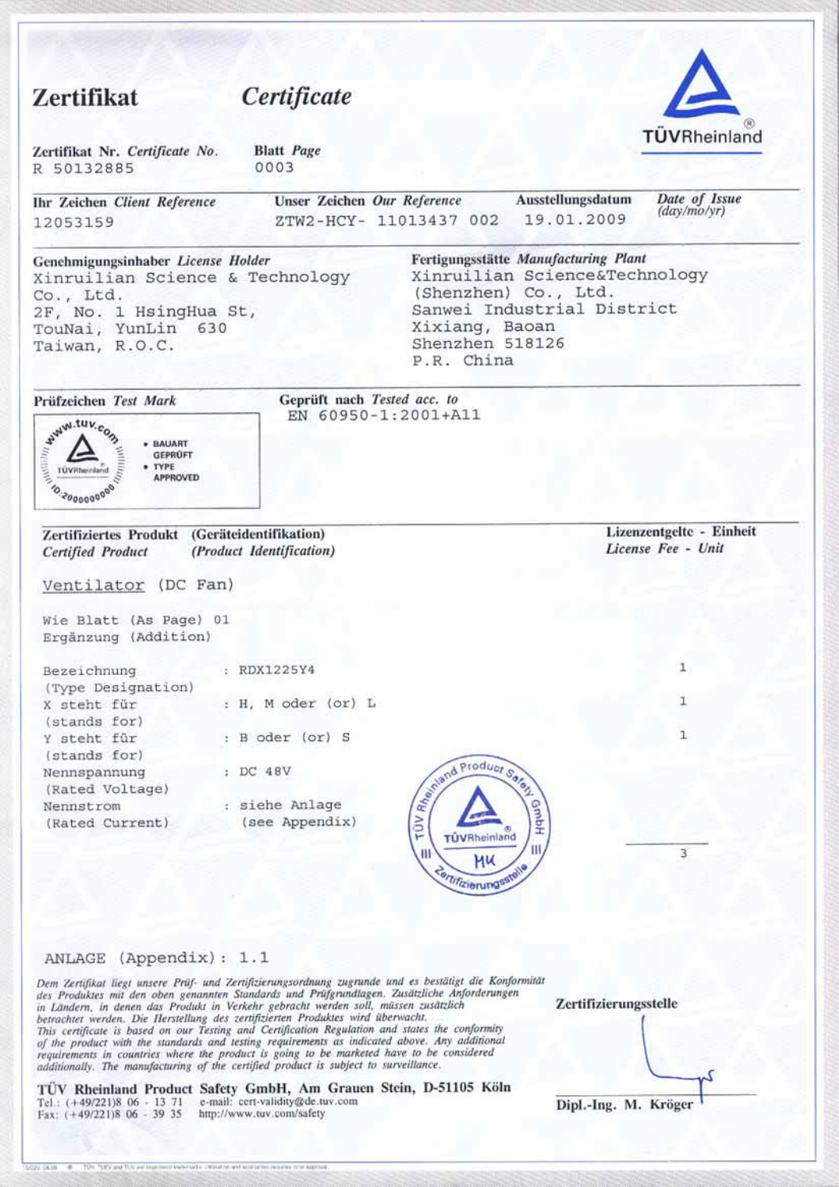# Zertifikat *Certificate*

TÜVRheinland

**Zertifikat Nr.** *Certificate No.*
R 50132885

**Blatt** *Page*
0003

**Ihr Zeichen** *Client Reference*
12053159

**Unser Zeichen** *Our Reference*
ZTW2-HCY- 11013437 002

**Ausstellungsdatum** *Date of Issue (day/mo/yr)*
19.01.2009

**Genehmigungsinhaber** *License Holder*
Xinruilian Science & Technology
Co., Ltd.
2F, No. 1 HsingHua St,
TouNai, YunLin 630
Taiwan, R.O.C.

**Fertigungsstätte** *Manufacturing Plant*
Xinruilian Science&Technology
(Shenzhen) Co., Ltd.
Sanwei Industrial District
Xixiang, Baoan
Shenzhen 518126
P.R. China

**Prüfzeichen** *Test Mark*

www.tuv.com ID 2000000000 — BAUART GEPRÜFT • TYPE APPROVED

**Geprüft nach** *Tested acc. to*
EN 60950-1:2001+A11

| **Zertifiziertes Produkt (Geräteidentifikation)** *Certified Product (Product Identification)* | | **Lizenzentgelte - Einheit** *License Fee - Unit* |
|---|---|---|
| Ventilator (DC Fan) | | |
| Wie Blatt (As Page) 01 Ergänzung (Addition) | | |
| Bezeichnung (Type Designation) | : RDX1225Y4 | 1 |
| X steht für (stands for) | : H, M oder (or) L | 1 |
| Y steht für (stands for) | : B oder (or) S | 1 |
| Nennspannung (Rated Voltage) | : DC 48V | |
| Nennstrom (Rated Current) | : siehe Anlage (see Appendix) | |
| | | 3 |

ANLAGE (Appendix): 1.1

*Dem Zertifikat liegt unsere Prüf- und Zertifizierungsordnung zugrunde und es bestätigt die Konformität des Produktes mit den oben genannten Standards und Prüfgrundlagen. Zusätzliche Anforderungen in Ländern, in denen das Produkt in Verkehr gebracht werden soll, müssen zusätzlich betrachtet werden. Die Herstellung des zertifizierten Produktes wird überwacht.*
*This certificate is based on our Testing and Certification Regulation and states the conformity of the product with the standards and testing requirements as indicated above. Any additional requirements in countries where the product is going to be marketed have to be considered additionally. The manufacturing of the certified product is subject to surveillance.*

**Zertifizierungsstelle**

**Dipl.-Ing. M. Kröger**

**TÜV Rheinland Product Safety GmbH, Am Grauen Stein, D-51105 Köln**
Tel.: (+49/221)8 06 - 13 71 e-mail: cert-validity@de.tuv.com
Fax: (+49/221)8 06 - 39 35 http://www.tuv.com/safety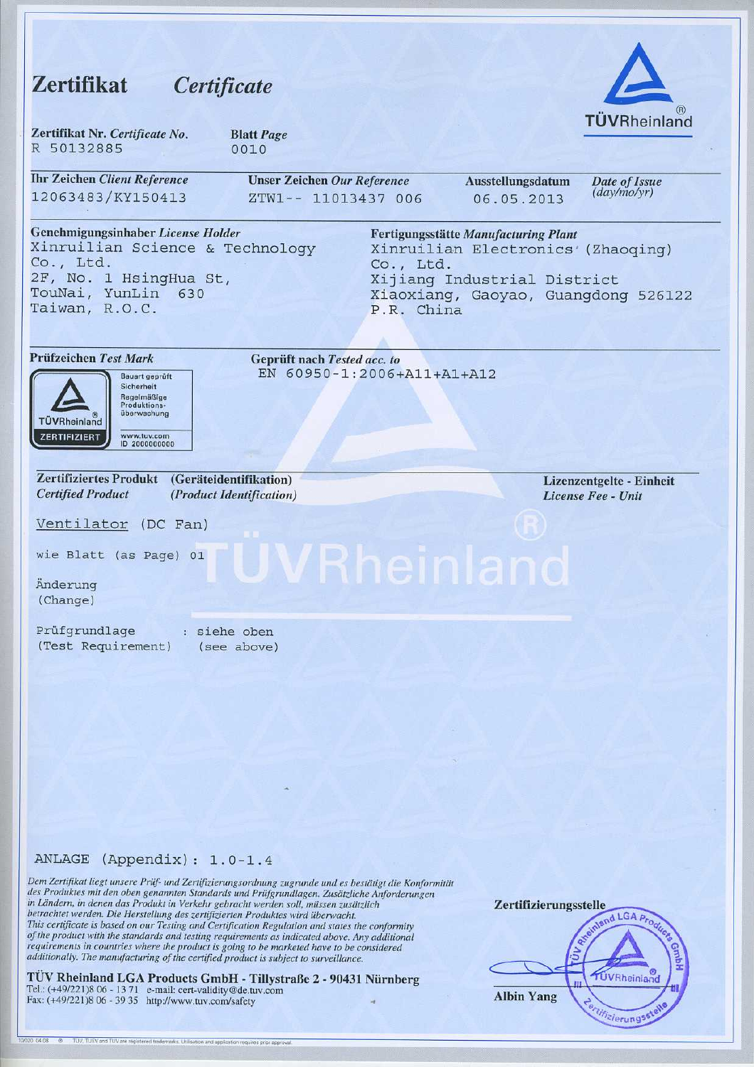# Zertifikat *Certificate*

TÜVRheinland

| Zertifikat Nr. *Certificate No.* | Blatt *Page* | | |
|---|---|---|---|
| R 50132885 | 0010 | | |
| **Ihr Zeichen** *Client Reference* | **Unser Zeichen** *Our Reference* | **Ausstellungsdatum** | *Date of Issue (day/mo/yr)* |
| 12063483/KY150413 | ZTW1-- 11013437 006 | 06.05.2013 | |

**Genehmigungsinhaber** *License Holder*

Xinruilian Science & Technology Co., Ltd.
2F, No. 1 HsingHua St,
TouNai, YunLin 630
Taiwan, R.O.C.

**Fertigungsstätte** *Manufacturing Plant*

Xinruilian Electronics (Zhaoqing) Co., Ltd.
Xijiang Industrial District
Xiaoxiang, Gaoyao, Guangdong 526122
P.R. China

**Prüfzeichen** *Test Mark*

TÜVRheinland ZERTIFIZIERT — Bauart geprüft, Sicherheit, Regelmäßige Produktionsüberwachung — www.tuv.com ID 2000000000

**Geprüft nach** *Tested acc. to*

EN 60950-1:2006+A11+A1+A12

**Zertifiziertes Produkt** (Geräteidentifikation) *Certified Product (Product Identification)*

**Lizenzentgelte - Einheit** *License Fee - Unit*

Ventilator (DC Fan)

wie Blatt (as Page) 01

Änderung
(Change)

Prüfgrundlage (Test Requirement) : siehe oben (see above)

ANLAGE (Appendix): 1.0-1.4

*Dem Zertifikat liegt unsere Prüf- und Zertifizierungsordnung zugrunde und es bestätigt die Konformität des Produktes mit den oben genannten Standards und Prüfgrundlagen. Zusätzliche Anforderungen in Ländern, in denen das Produkt in Verkehr gebracht werden soll, müssen zusätzlich betrachtet werden. Die Herstellung des zertifizierten Produktes wird überwacht.*
*This certificate is based on our Testing and Certification Regulation and states the conformity of the product with the standards and testing requirements as indicated above. Any additional requirements in countries where the product is going to be marketed have to be considered additionally. The manufacturing of the certified product is subject to surveillance.*

**Zertifizierungsstelle**

Albin Yang

**TÜV Rheinland LGA Products GmbH - Tillystraße 2 - 90431 Nürnberg**
Tel.: (+49/221)8 06 - 13 71 e-mail: cert-validity@de.tuv.com
Fax: (+49/221)8 06 - 39 35 http://www.tuv.com/safety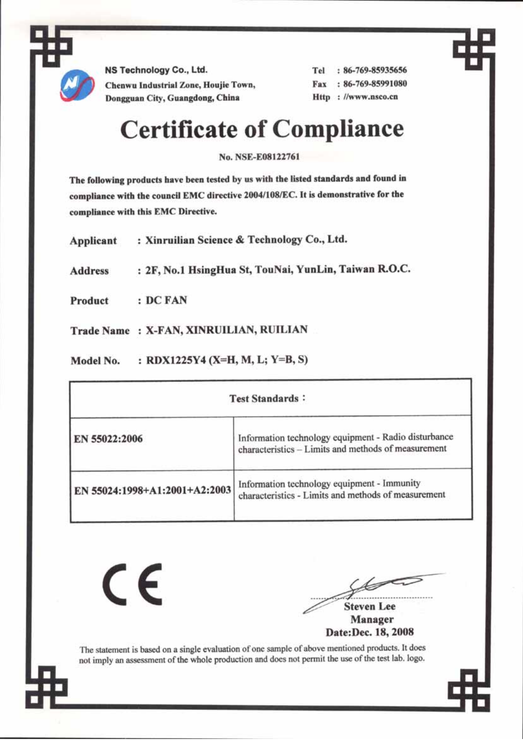**NS Technology Co., Ltd.**
Chenwu Industrial Zone, Houjie Town,
Dongguan City, Guangdong, China

Tel : 86-769-85935656
Fax : 86-769-85991080
Http : //www.nsco.cn

# Certificate of Compliance

**No. NSE-E08122761**

**The following products have been tested by us with the listed standards and found in compliance with the council EMC directive 2004/108/EC. It is demonstrative for the compliance with this EMC Directive.**

**Applicant** : Xinruilian Science & Technology Co., Ltd.

**Address** : 2F, No.1 HsingHua St, TouNai, YunLin, Taiwan R.O.C.

**Product** : DC FAN

**Trade Name** : X-FAN, XINRUILIAN, RUILIAN

**Model No.** : RDX1225Y4 (X=H, M, L; Y=B, S)

| Test Standards： | |
|---|---|
| EN 55022:2006 | Information technology equipment - Radio disturbance characteristics – Limits and methods of measurement |
| EN 55024:1998+A1:2001+A2:2003 | Information technology equipment - Immunity characteristics - Limits and methods of measurement |

CE

**Steven Lee**
**Manager**
**Date:Dec. 18, 2008**

The statement is based on a single evaluation of one sample of above mentioned products. It does not imply an assessment of the whole production and does not permit the use of the test lab. logo.